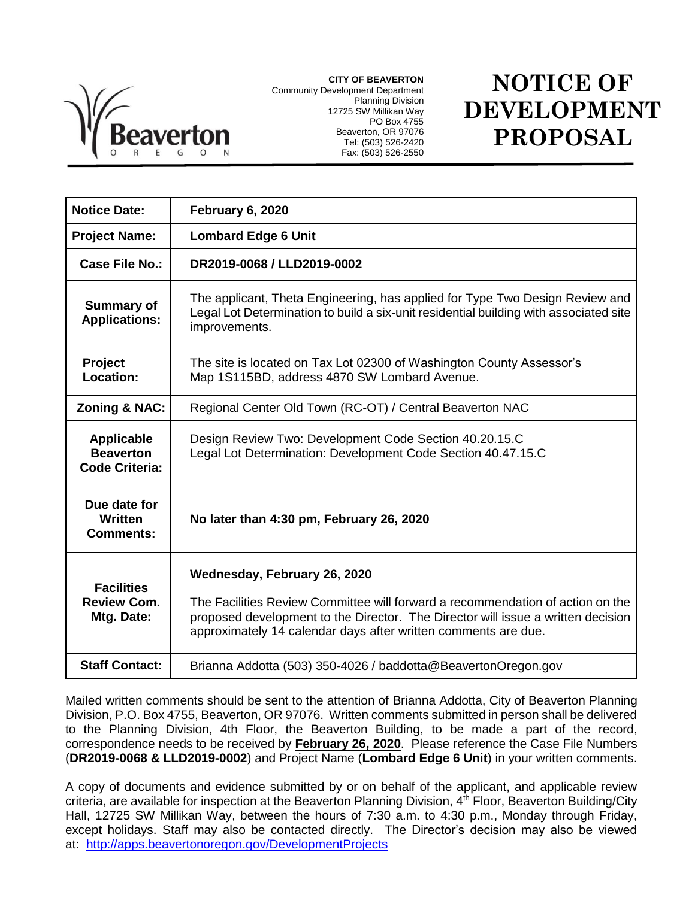**CITY OF BEAVERTON**
Community Development Department
Planning Division
12725 SW Millikan Way
PO Box 4755
Beaverton, OR 97076
Tel: (503) 526-2420
Fax: (503) 526-2550

# NOTICE OF DEVELOPMENT PROPOSAL

| | |
|---|---|
| **Notice Date:** | **February 6, 2020** |
| **Project Name:** | **Lombard Edge 6 Unit** |
| **Case File No.:** | **DR2019-0068 / LLD2019-0002** |
| **Summary of Applications:** | The applicant, Theta Engineering, has applied for Type Two Design Review and Legal Lot Determination to build a six-unit residential building with associated site improvements. |
| **Project Location:** | The site is located on Tax Lot 02300 of Washington County Assessor's Map 1S115BD, address 4870 SW Lombard Avenue. |
| **Zoning & NAC:** | Regional Center Old Town (RC-OT) / Central Beaverton NAC |
| **Applicable Beaverton Code Criteria:** | Design Review Two: Development Code Section 40.20.15.C<br>Legal Lot Determination: Development Code Section 40.47.15.C |
| **Due date for Written Comments:** | **No later than 4:30 pm, February 26, 2020** |
| **Facilities Review Com. Mtg. Date:** | **Wednesday, February 26, 2020**<br>The Facilities Review Committee will forward a recommendation of action on the proposed development to the Director. The Director will issue a written decision approximately 14 calendar days after written comments are due. |
| **Staff Contact:** | Brianna Addotta (503) 350-4026 / baddotta@BeavertonOregon.gov |

Mailed written comments should be sent to the attention of Brianna Addotta, City of Beaverton Planning Division, P.O. Box 4755, Beaverton, OR 97076. Written comments submitted in person shall be delivered to the Planning Division, 4th Floor, the Beaverton Building, to be made a part of the record, correspondence needs to be received by **February 26, 2020**. Please reference the Case File Numbers (**DR2019-0068 & LLD2019-0002**) and Project Name (**Lombard Edge 6 Unit**) in your written comments.

A copy of documents and evidence submitted by or on behalf of the applicant, and applicable review criteria, are available for inspection at the Beaverton Planning Division, 4th Floor, Beaverton Building/City Hall, 12725 SW Millikan Way, between the hours of 7:30 a.m. to 4:30 p.m., Monday through Friday, except holidays. Staff may also be contacted directly. The Director's decision may also be viewed at: http://apps.beavertonoregon.gov/DevelopmentProjects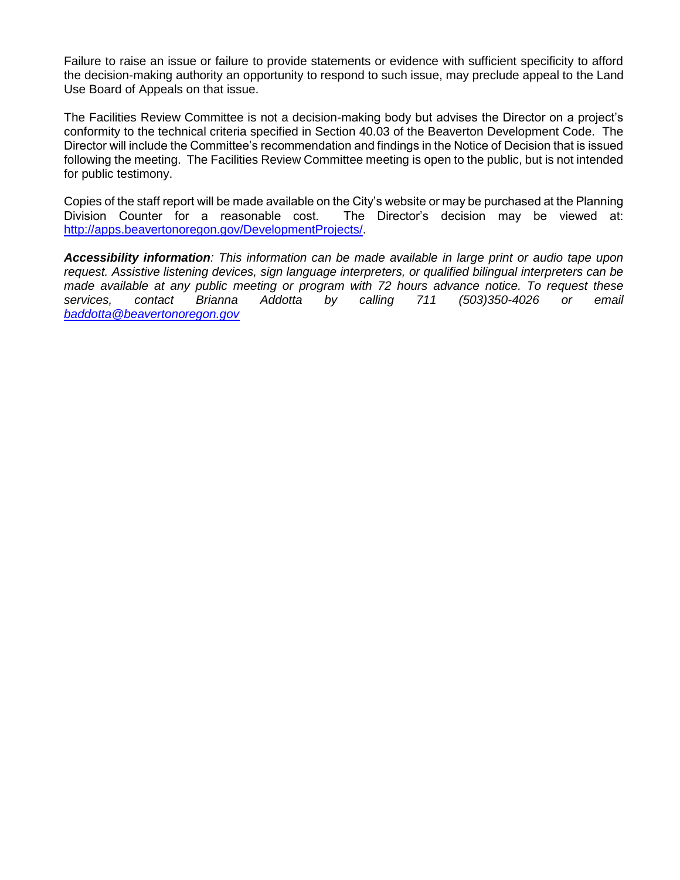Failure to raise an issue or failure to provide statements or evidence with sufficient specificity to afford the decision-making authority an opportunity to respond to such issue, may preclude appeal to the Land Use Board of Appeals on that issue.

The Facilities Review Committee is not a decision-making body but advises the Director on a project's conformity to the technical criteria specified in Section 40.03 of the Beaverton Development Code. The Director will include the Committee's recommendation and findings in the Notice of Decision that is issued following the meeting. The Facilities Review Committee meeting is open to the public, but is not intended for public testimony.

Copies of the staff report will be made available on the City's website or may be purchased at the Planning Division Counter for a reasonable cost. The Director's decision may be viewed at: http://apps.beavertonoregon.gov/DevelopmentProjects/.

***Accessibility information**: This information can be made available in large print or audio tape upon request. Assistive listening devices, sign language interpreters, or qualified bilingual interpreters can be made available at any public meeting or program with 72 hours advance notice. To request these services, contact Brianna Addotta by calling 711 (503)350-4026 or email baddotta@beavertonoregon.gov*